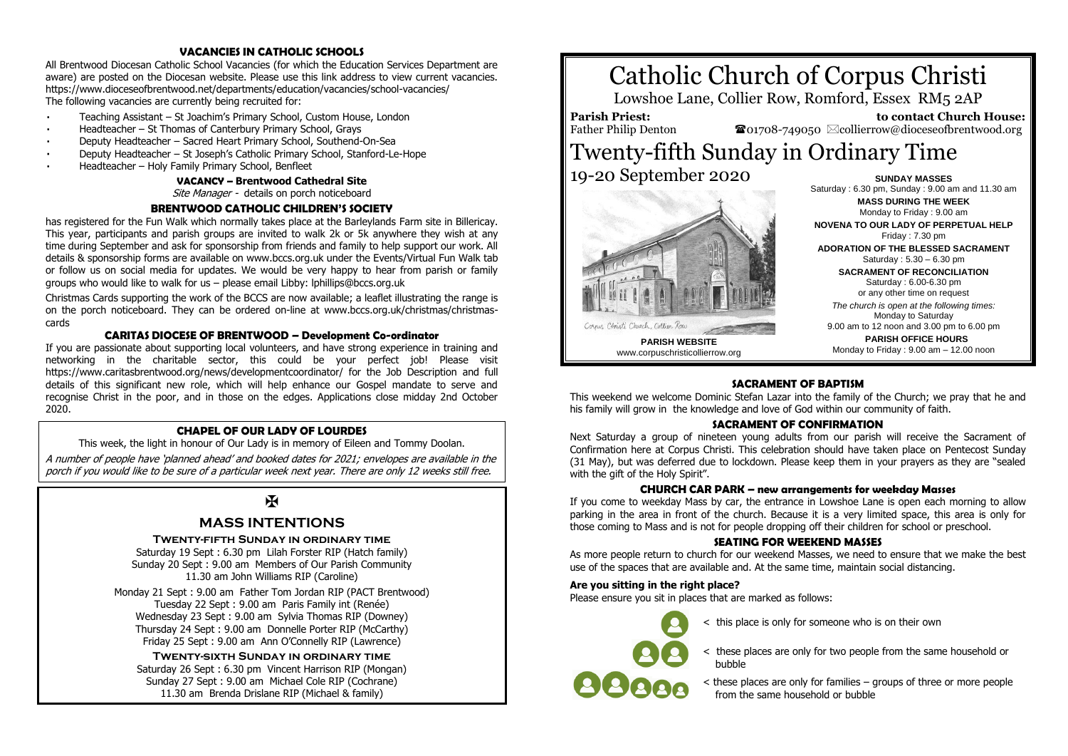## VACANCIES IN CATHOLIC SCHOOLS

All Brentwood Diocesan Catholic School Vacancies (for which the Education Services Department are aware) are posted on the Diocesan website. Please use this link address to view current vacancies. https://www.dioceseofbrentwood.net/departments/education/vacancies/school-vacancies/
The following vacancies are currently being recruited for:

- Teaching Assistant – St Joachim's Primary School, Custom House, London
- Headteacher – St Thomas of Canterbury Primary School, Grays
- Deputy Headteacher – Sacred Heart Primary School, Southend-On-Sea
- Deputy Headteacher – St Joseph's Catholic Primary School, Stanford-Le-Hope
- Headteacher – Holy Family Primary School, Benfleet

### VACANCY – Brentwood Cathedral Site

*Site Manager* - details on porch noticeboard

## BRENTWOOD CATHOLIC CHILDREN'S SOCIETY

has registered for the Fun Walk which normally takes place at the Barleylands Farm site in Billericay. This year, participants and parish groups are invited to walk 2k or 5k anywhere they wish at any time during September and ask for sponsorship from friends and family to help support our work. All details & sponsorship forms are available on www.bccs.org.uk under the Events/Virtual Fun Walk tab or follow us on social media for updates. We would be very happy to hear from parish or family groups who would like to walk for us – please email Libby: lphillips@bccs.org.uk

Christmas Cards supporting the work of the BCCS are now available; a leaflet illustrating the range is on the porch noticeboard. They can be ordered on-line at www.bccs.org.uk/christmas/christmas-cards

## CARITAS DIOCESE OF BRENTWOOD – Development Co-ordinator

If you are passionate about supporting local volunteers, and have strong experience in training and networking in the charitable sector, this could be your perfect job! Please visit https://www.caritasbrentwood.org/news/developmentcoordinator/ for the Job Description and full details of this significant new role, which will help enhance our Gospel mandate to serve and recognise Christ in the poor, and in those on the edges. Applications close midday 2nd October 2020.

## CHAPEL OF OUR LADY OF LOURDES

This week, the light in honour of Our Lady is in memory of Eileen and Tommy Doolan.

*A number of people have 'planned ahead' and booked dates for 2021; envelopes are available in the porch if you would like to be sure of a particular week next year. There are only 12 weeks still free.*

✠

## MASS INTENTIONS

### Twenty-fifth Sunday in ordinary time

Saturday 19 Sept : 6.30 pm Lilah Forster RIP (Hatch family)
Sunday 20 Sept : 9.00 am Members of Our Parish Community
11.30 am John Williams RIP (Caroline)

Monday 21 Sept : 9.00 am Father Tom Jordan RIP (PACT Brentwood)
Tuesday 22 Sept : 9.00 am Paris Family int (Renée)
Wednesday 23 Sept : 9.00 am Sylvia Thomas RIP (Downey)
Thursday 24 Sept : 9.00 am Donnelle Porter RIP (McCarthy)
Friday 25 Sept : 9.00 am Ann O'Connelly RIP (Lawrence)

### Twenty-sixth Sunday in ordinary time

Saturday 26 Sept : 6.30 pm Vincent Harrison RIP (Mongan)
Sunday 27 Sept : 9.00 am Michael Cole RIP (Cochrane)
11.30 am Brenda Drislane RIP (Michael & family)

# Catholic Church of Corpus Christi

Lowshoe Lane, Collier Row, Romford, Essex RM5 2AP

**Parish Priest:** Father Philip Denton

**to contact Church House:** ☎01708-749050 ✉collierrow@dioceseofbrentwood.org

# Twenty-fifth Sunday in Ordinary Time

## 19-20 September 2020

Corpus Christi Church, Collier Row

**PARISH WEBSITE**
www.corpuschristicollierrow.org

**SUNDAY MASSES**
Saturday : 6.30 pm, Sunday : 9.00 am and 11.30 am

**MASS DURING THE WEEK**
Monday to Friday : 9.00 am

**NOVENA TO OUR LADY OF PERPETUAL HELP**
Friday : 7.30 pm

**ADORATION OF THE BLESSED SACRAMENT**
Saturday : 5.30 – 6.30 pm

**SACRAMENT OF RECONCILIATION**
Saturday : 6.00-6.30 pm
or any other time on request

*The church is open at the following times:*
Monday to Saturday
9.00 am to 12 noon and 3.00 pm to 6.00 pm

**PARISH OFFICE HOURS**
Monday to Friday : 9.00 am – 12.00 noon

## SACRAMENT OF BAPTISM

This weekend we welcome Dominic Stefan Lazar into the family of the Church; we pray that he and his family will grow in the knowledge and love of God within our community of faith.

## SACRAMENT OF CONFIRMATION

Next Saturday a group of nineteen young adults from our parish will receive the Sacrament of Confirmation here at Corpus Christi. This celebration should have taken place on Pentecost Sunday (31 May), but was deferred due to lockdown. Please keep them in your prayers as they are "sealed with the gift of the Holy Spirit".

## CHURCH CAR PARK – new arrangements for weekday Masses

If you come to weekday Mass by car, the entrance in Lowshoe Lane is open each morning to allow parking in the area in front of the church. Because it is a very limited space, this area is only for those coming to Mass and is not for people dropping off their children for school or preschool.

## SEATING FOR WEEKEND MASSES

As more people return to church for our weekend Masses, we need to ensure that we make the best use of the spaces that are available and. At the same time, maintain social distancing.

### Are you sitting in the right place?

Please ensure you sit in places that are marked as follows:

- < this place is only for someone who is on their own
- < these places are only for two people from the same household or bubble
- < these places are only for families – groups of three or more people from the same household or bubble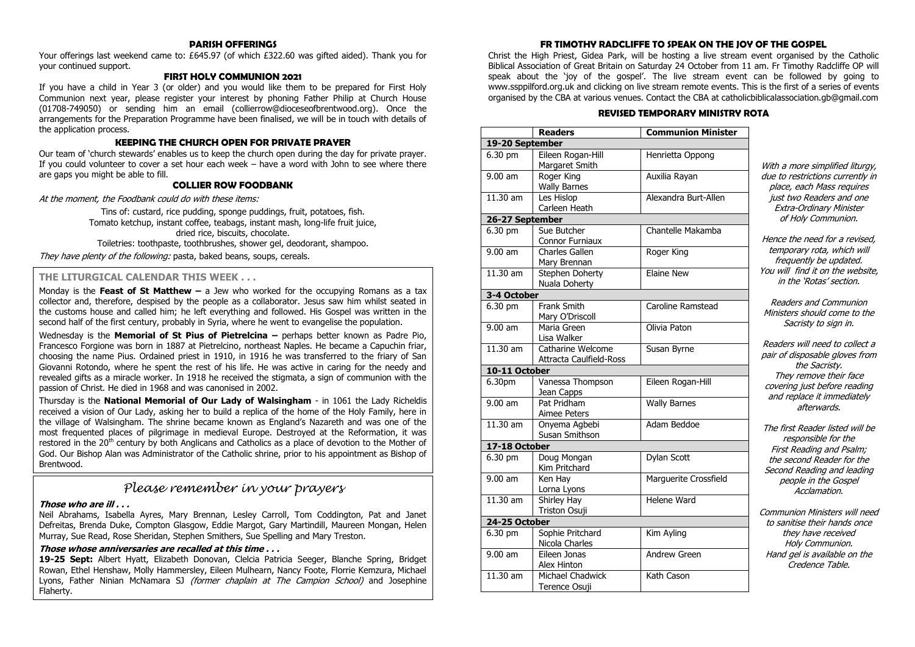### PARISH OFFERINGS

Your offerings last weekend came to: £645.97 (of which £322.60 was gifted aided). Thank you for your continued support.

### FIRST HOLY COMMUNION 2021

If you have a child in Year 3 (or older) and you would like them to be prepared for First Holy Communion next year, please register your interest by phoning Father Philip at Church House (01708-749050) or sending him an email (collierrow@dioceseofbrentwood.org). Once the arrangements for the Preparation Programme have been finalised, we will be in touch with details of the application process.

### KEEPING THE CHURCH OPEN FOR PRIVATE PRAYER

Our team of 'church stewards' enables us to keep the church open during the day for private prayer. If you could volunteer to cover a set hour each week – have a word with John to see where there are gaps you might be able to fill.

### COLLIER ROW FOODBANK

*At the moment, the Foodbank could do with these items:*

Tins of: custard, rice pudding, sponge puddings, fruit, potatoes, fish.
Tomato ketchup, instant coffee, teabags, instant mash, long-life fruit juice, dried rice, biscuits, chocolate.
Toiletries: toothpaste, toothbrushes, shower gel, deodorant, shampoo.

*They have plenty of the following:* pasta, baked beans, soups, cereals.

### THE LITURGICAL CALENDAR THIS WEEK . . .

Monday is the **Feast of St Matthew –** a Jew who worked for the occupying Romans as a tax collector and, therefore, despised by the people as a collaborator. Jesus saw him whilst seated in the customs house and called him; he left everything and followed. His Gospel was written in the second half of the first century, probably in Syria, where he went to evangelise the population.

Wednesday is the **Memorial of St Pius of Pietrelcina –** perhaps better known as Padre Pio, Francesco Forgione was born in 1887 at Pietrelcino, northeast Naples. He became a Capuchin friar, choosing the name Pius. Ordained priest in 1910, in 1916 he was transferred to the friary of San Giovanni Rotondo, where he spent the rest of his life. He was active in caring for the needy and revealed gifts as a miracle worker. In 1918 he received the stigmata, a sign of communion with the passion of Christ. He died in 1968 and was canonised in 2002.

Thursday is the **National Memorial of Our Lady of Walsingham** - in 1061 the Lady Richeldis received a vision of Our Lady, asking her to build a replica of the home of the Holy Family, here in the village of Walsingham. The shrine became known as England's Nazareth and was one of the most frequented places of pilgrimage in medieval Europe. Destroyed at the Reformation, it was restored in the 20th century by both Anglicans and Catholics as a place of devotion to the Mother of God. Our Bishop Alan was Administrator of the Catholic shrine, prior to his appointment as Bishop of Brentwood.

## *Please remember in your prayers*

***Those who are ill . . .***

Neil Abrahams, Isabella Ayres, Mary Brennan, Lesley Carroll, Tom Coddington, Pat and Janet Defreitas, Brenda Duke, Compton Glasgow, Eddie Margot, Gary Martindill, Maureen Mongan, Helen Murray, Sue Read, Rose Sheridan, Stephen Smithers, Sue Spelling and Mary Treston.

***Those whose anniversaries are recalled at this time . . .***

**19-25 Sept:** Albert Hyatt, Elizabeth Donovan, Clelcia Patricia Seeger, Blanche Spring, Bridget Rowan, Ethel Henshaw, Molly Hammersley, Eileen Mulhearn, Nancy Foote, Florrie Kemzura, Michael Lyons, Father Ninian McNamara SJ *(former chaplain at The Campion School)* and Josephine Flaherty.

### FR TIMOTHY RADCLIFFE TO SPEAK ON THE JOY OF THE GOSPEL

Christ the High Priest, Gidea Park, will be hosting a live stream event organised by the Catholic Biblical Association of Great Britain on Saturday 24 October from 11 am. Fr Timothy Radcliffe OP will speak about the 'joy of the gospel'. The live stream event can be followed by going to www.ssppilford.org.uk and clicking on live stream remote events. This is the first of a series of events organised by the CBA at various venues. Contact the CBA at catholicbiblicalassociation.gb@gmail.com

### REVISED TEMPORARY MINISTRY ROTA

| | Readers | Communion Minister |
|---|---|---|
| **19-20 September** | | |
| 6.30 pm | Eileen Rogan-Hill<br>Margaret Smith | Henrietta Oppong |
| 9.00 am | Roger King<br>Wally Barnes | Auxilia Rayan |
| 11.30 am | Les Hislop<br>Carleen Heath | Alexandra Burt-Allen |
| **26-27 September** | | |
| 6.30 pm | Sue Butcher<br>Connor Furniaux | Chantelle Makamba |
| 9.00 am | Charles Gallen<br>Mary Brennan | Roger King |
| 11.30 am | Stephen Doherty<br>Nuala Doherty | Elaine New |
| **3-4 October** | | |
| 6.30 pm | Frank Smith<br>Mary O'Driscoll | Caroline Ramstead |
| 9.00 am | Maria Green<br>Lisa Walker | Olivia Paton |
| 11.30 am | Catharine Welcome<br>Attracta Caulfield-Ross | Susan Byrne |
| **10-11 October** | | |
| 6.30pm | Vanessa Thompson<br>Jean Capps | Eileen Rogan-Hill |
| 9.00 am | Pat Pridham<br>Aimee Peters | Wally Barnes |
| 11.30 am | Onyema Agbebi<br>Susan Smithson | Adam Beddoe |
| **17-18 October** | | |
| 6.30 pm | Doug Mongan<br>Kim Pritchard | Dylan Scott |
| 9.00 am | Ken Hay<br>Lorna Lyons | Marguerite Crossfield |
| 11.30 am | Shirley Hay<br>Triston Osuji | Helene Ward |
| **24-25 October** | | |
| 6.30 pm | Sophie Pritchard<br>Nicola Charles | Kim Ayling |
| 9.00 am | Eileen Jonas<br>Alex Hinton | Andrew Green |
| 11.30 am | Michael Chadwick<br>Terence Osuji | Kath Cason |

*With a more simplified liturgy, due to restrictions currently in place, each Mass requires just two Readers and one Extra-Ordinary Minister of Holy Communion.*

*Hence the need for a revised, temporary rota, which will frequently be updated. You will find it on the website, in the 'Rotas' section.*

*Readers and Communion Ministers should come to the Sacristy to sign in.*

*Readers will need to collect a pair of disposable gloves from the Sacristy. They remove their face covering just before reading and replace it immediately afterwards.*

*The first Reader listed will be responsible for the First Reading and Psalm; the second Reader for the Second Reading and leading people in the Gospel Acclamation.*

*Communion Ministers will need to sanitise their hands once they have received Holy Communion. Hand gel is available on the Credence Table.*